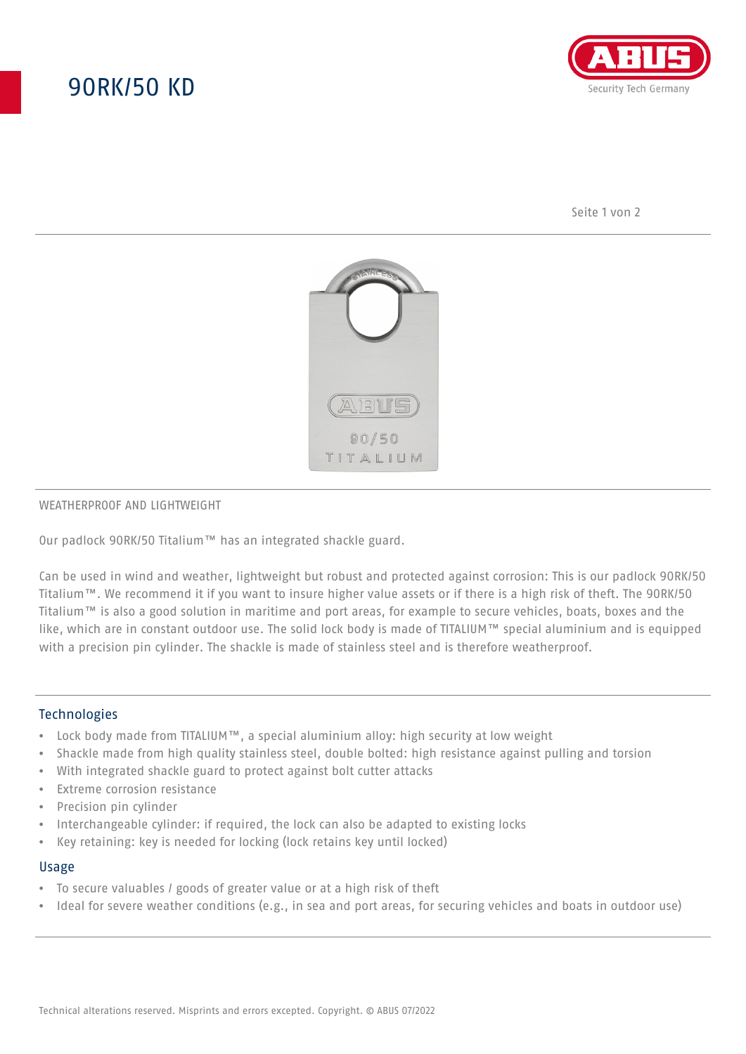# 90RK/50 KD

WEATHERPROOF AND LIGHTWEIGHT

Our padlock 90RK/50 Titalium™ has an integrated shackle guard.

Can be used in wind and weather, lightweight but robust and protected against corrosion: This is our padlock 90RK/50 Titalium™. We recommend it if you want to insure higher value assets or if there is a high risk of theft. The 90RK/50 Titalium™ is also a good solution in maritime and port areas, for example to secure vehicles, boats, boxes and the like, which are in constant outdoor use. The solid lock body is made of TITALIUM™ special aluminium and is equipped with a precision pin cylinder. The shackle is made of stainless steel and is therefore weatherproof.

## Technologies

- Lock body made from TITALIUM™, a special aluminium alloy: high security at low weight
- Shackle made from high quality stainless steel, double bolted: high resistance against pulling and torsion
- With integrated shackle guard to protect against bolt cutter attacks
- Extreme corrosion resistance
- Precision pin cylinder
- Interchangeable cylinder: if required, the lock can also be adapted to existing locks
- Key retaining: key is needed for locking (lock retains key until locked)

## Usage

- To secure valuables / goods of greater value or at a high risk of theft
- Ideal for severe weather conditions (e.g., in sea and port areas, for securing vehicles and boats in outdoor use)

Technical alterations reserved. Misprints and errors excepted. Copyright. © ABUS 07/2022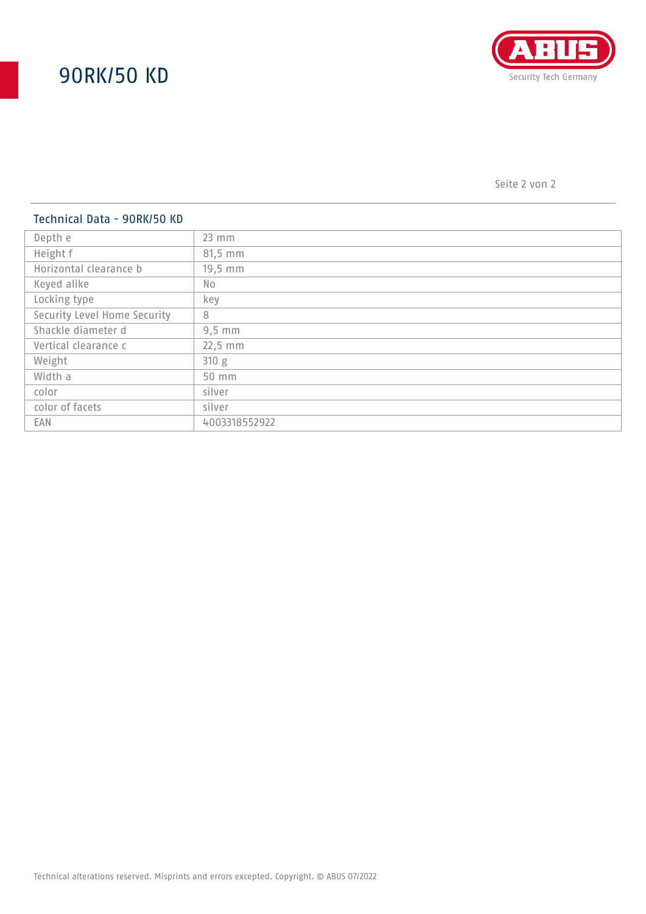# 90RK/50 KD

## Technical Data - 90RK/50 KD

| | |
|---|---|
| Depth e | 23 mm |
| Height f | 81,5 mm |
| Horizontal clearance b | 19,5 mm |
| Keyed alike | No |
| Locking type | key |
| Security Level Home Security | 8 |
| Shackle diameter d | 9,5 mm |
| Vertical clearance c | 22,5 mm |
| Weight | 310 g |
| Width a | 50 mm |
| color | silver |
| color of facets | silver |
| EAN | 4003318552922 |

Technical alterations reserved. Misprints and errors excepted. Copyright. © ABUS 07/2022